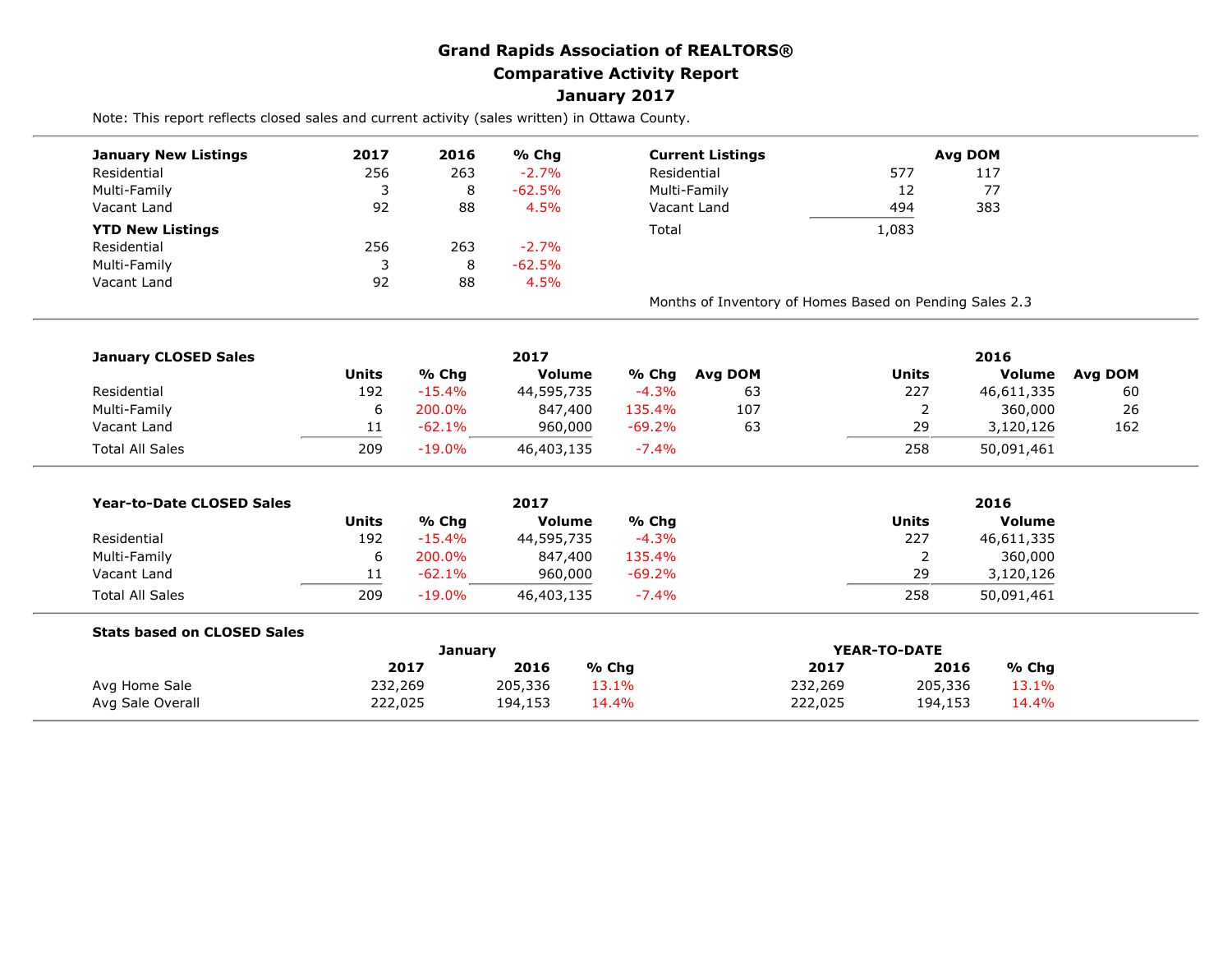# Grand Rapids Association of REALTORS®
## Comparative Activity Report
## January 2017

Note: This report reflects closed sales and current activity (sales written) in Ottawa County.

| January New Listings | 2017 | 2016 | % Chg |
|---|---|---|---|
| Residential | 256 | 263 | -2.7% |
| Multi-Family | 3 | 8 | -62.5% |
| Vacant Land | 92 | 88 | 4.5% |
| **YTD New Listings** | | | |
| Residential | 256 | 263 | -2.7% |
| Multi-Family | 3 | 8 | -62.5% |
| Vacant Land | 92 | 88 | 4.5% |

| Current Listings | | Avg DOM |
|---|---|---|
| Residential | 577 | 117 |
| Multi-Family | 12 | 77 |
| Vacant Land | 494 | 383 |
| Total | 1,083 | |

Months of Inventory of Homes Based on Pending Sales 2.3

| January CLOSED Sales | 2017 | | | | | 2016 | | |
|---|---|---|---|---|---|---|---|---|
| | Units | % Chg | Volume | % Chg | Avg DOM | Units | Volume | Avg DOM |
| Residential | 192 | -15.4% | 44,595,735 | -4.3% | 63 | 227 | 46,611,335 | 60 |
| Multi-Family | 6 | 200.0% | 847,400 | 135.4% | 107 | 2 | 360,000 | 26 |
| Vacant Land | 11 | -62.1% | 960,000 | -69.2% | 63 | 29 | 3,120,126 | 162 |
| Total All Sales | 209 | -19.0% | 46,403,135 | -7.4% | | 258 | 50,091,461 | |

| Year-to-Date CLOSED Sales | 2017 | | | | 2016 | |
|---|---|---|---|---|---|---|
| | Units | % Chg | Volume | % Chg | Units | Volume |
| Residential | 192 | -15.4% | 44,595,735 | -4.3% | 227 | 46,611,335 |
| Multi-Family | 6 | 200.0% | 847,400 | 135.4% | 2 | 360,000 |
| Vacant Land | 11 | -62.1% | 960,000 | -69.2% | 29 | 3,120,126 |
| Total All Sales | 209 | -19.0% | 46,403,135 | -7.4% | 258 | 50,091,461 |

| Stats based on CLOSED Sales | January | | | YEAR-TO-DATE | | |
|---|---|---|---|---|---|---|
| | 2017 | 2016 | % Chg | 2017 | 2016 | % Chg |
| Avg Home Sale | 232,269 | 205,336 | 13.1% | 232,269 | 205,336 | 13.1% |
| Avg Sale Overall | 222,025 | 194,153 | 14.4% | 222,025 | 194,153 | 14.4% |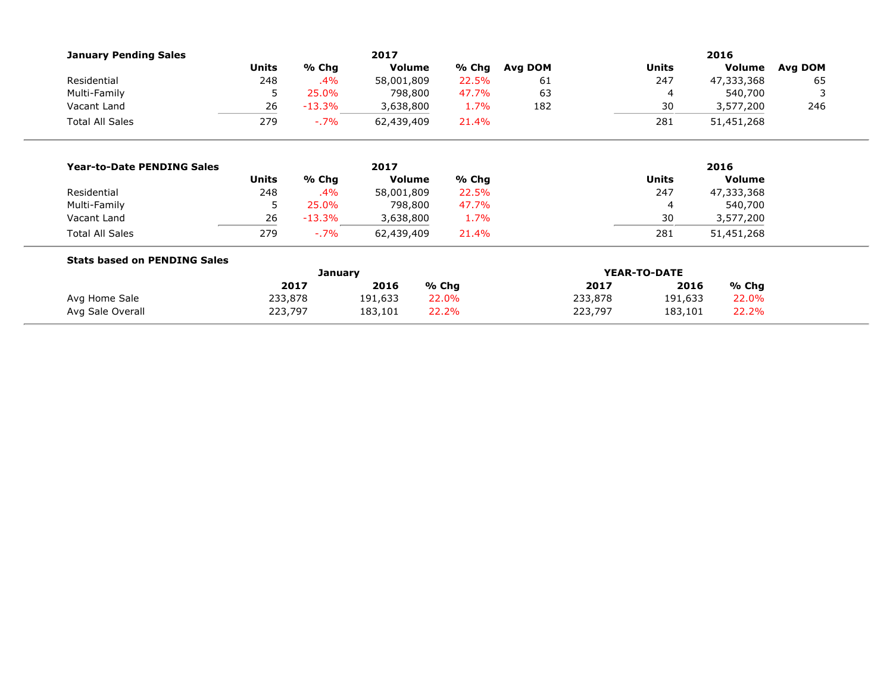| January Pending Sales | 2017 | | | | | 2016 | | |
|---|---|---|---|---|---|---|---|---|
| | Units | % Chg | Volume | % Chg | Avg DOM | Units | Volume | Avg DOM |
| Residential | 248 | .4% | 58,001,809 | 22.5% | 61 | 247 | 47,333,368 | 65 |
| Multi-Family | 5 | 25.0% | 798,800 | 47.7% | 63 | 4 | 540,700 | 3 |
| Vacant Land | 26 | -13.3% | 3,638,800 | 1.7% | 182 | 30 | 3,577,200 | 246 |
| Total All Sales | 279 | -.7% | 62,439,409 | 21.4% | | 281 | 51,451,268 | |

| Year-to-Date PENDING Sales | 2017 | | | | 2016 | |
|---|---|---|---|---|---|---|
| | Units | % Chg | Volume | % Chg | Units | Volume |
| Residential | 248 | .4% | 58,001,809 | 22.5% | 247 | 47,333,368 |
| Multi-Family | 5 | 25.0% | 798,800 | 47.7% | 4 | 540,700 |
| Vacant Land | 26 | -13.3% | 3,638,800 | 1.7% | 30 | 3,577,200 |
| Total All Sales | 279 | -.7% | 62,439,409 | 21.4% | 281 | 51,451,268 |

| Stats based on PENDING Sales | January | | | YEAR-TO-DATE | | |
|---|---|---|---|---|---|---|
| | 2017 | 2016 | % Chg | 2017 | 2016 | % Chg |
| Avg Home Sale | 233,878 | 191,633 | 22.0% | 233,878 | 191,633 | 22.0% |
| Avg Sale Overall | 223,797 | 183,101 | 22.2% | 223,797 | 183,101 | 22.2% |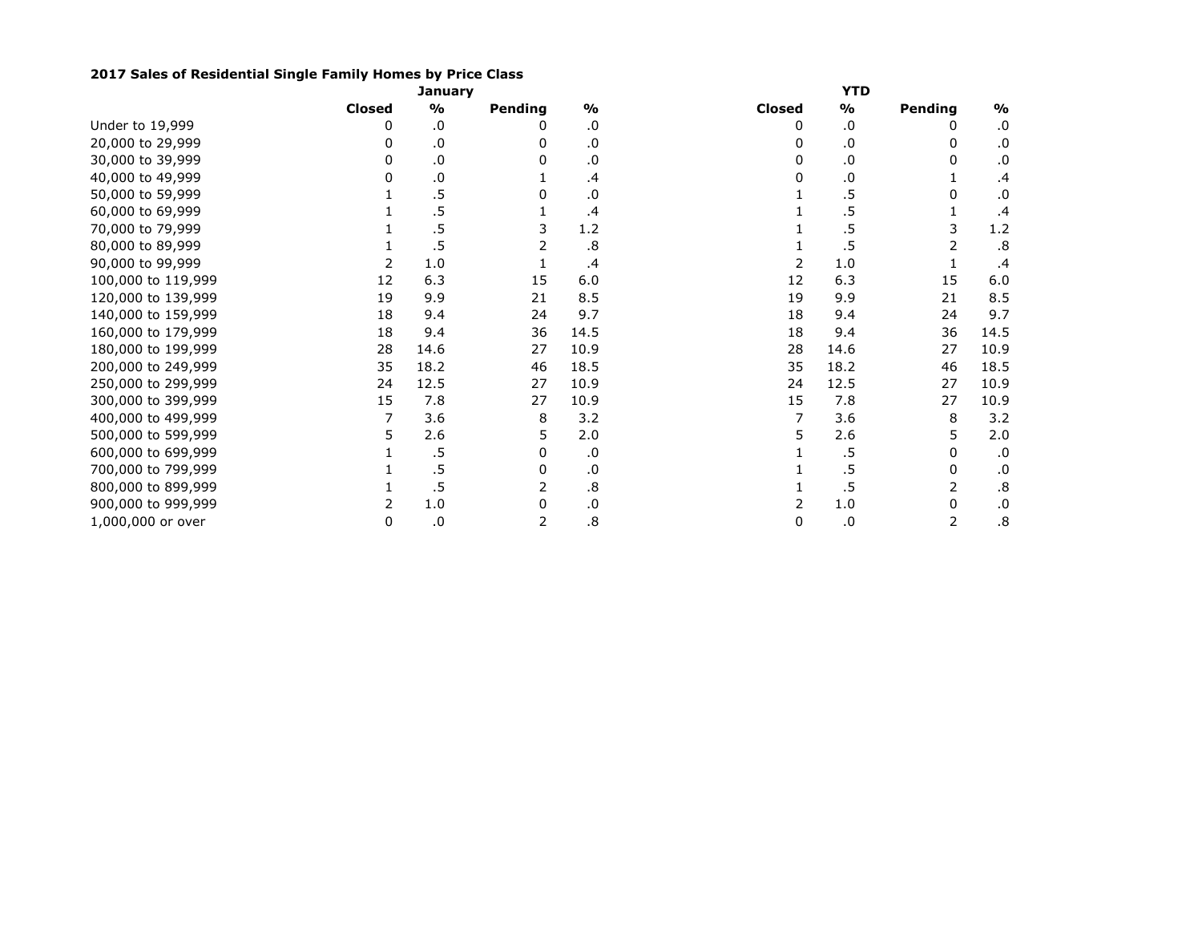**2017 Sales of Residential Single Family Homes by Price Class**

| | January | | | | YTD | | | |
|---|---|---|---|---|---|---|---|---|
| | **Closed** | **%** | **Pending** | **%** | **Closed** | **%** | **Pending** | **%** |
| Under to 19,999 | 0 | .0 | 0 | .0 | 0 | .0 | 0 | .0 |
| 20,000 to 29,999 | 0 | .0 | 0 | .0 | 0 | .0 | 0 | .0 |
| 30,000 to 39,999 | 0 | .0 | 0 | .0 | 0 | .0 | 0 | .0 |
| 40,000 to 49,999 | 0 | .0 | 1 | .4 | 0 | .0 | 1 | .4 |
| 50,000 to 59,999 | 1 | .5 | 0 | .0 | 1 | .5 | 0 | .0 |
| 60,000 to 69,999 | 1 | .5 | 1 | .4 | 1 | .5 | 1 | .4 |
| 70,000 to 79,999 | 1 | .5 | 3 | 1.2 | 1 | .5 | 3 | 1.2 |
| 80,000 to 89,999 | 1 | .5 | 2 | .8 | 1 | .5 | 2 | .8 |
| 90,000 to 99,999 | 2 | 1.0 | 1 | .4 | 2 | 1.0 | 1 | .4 |
| 100,000 to 119,999 | 12 | 6.3 | 15 | 6.0 | 12 | 6.3 | 15 | 6.0 |
| 120,000 to 139,999 | 19 | 9.9 | 21 | 8.5 | 19 | 9.9 | 21 | 8.5 |
| 140,000 to 159,999 | 18 | 9.4 | 24 | 9.7 | 18 | 9.4 | 24 | 9.7 |
| 160,000 to 179,999 | 18 | 9.4 | 36 | 14.5 | 18 | 9.4 | 36 | 14.5 |
| 180,000 to 199,999 | 28 | 14.6 | 27 | 10.9 | 28 | 14.6 | 27 | 10.9 |
| 200,000 to 249,999 | 35 | 18.2 | 46 | 18.5 | 35 | 18.2 | 46 | 18.5 |
| 250,000 to 299,999 | 24 | 12.5 | 27 | 10.9 | 24 | 12.5 | 27 | 10.9 |
| 300,000 to 399,999 | 15 | 7.8 | 27 | 10.9 | 15 | 7.8 | 27 | 10.9 |
| 400,000 to 499,999 | 7 | 3.6 | 8 | 3.2 | 7 | 3.6 | 8 | 3.2 |
| 500,000 to 599,999 | 5 | 2.6 | 5 | 2.0 | 5 | 2.6 | 5 | 2.0 |
| 600,000 to 699,999 | 1 | .5 | 0 | .0 | 1 | .5 | 0 | .0 |
| 700,000 to 799,999 | 1 | .5 | 0 | .0 | 1 | .5 | 0 | .0 |
| 800,000 to 899,999 | 1 | .5 | 2 | .8 | 1 | .5 | 2 | .8 |
| 900,000 to 999,999 | 2 | 1.0 | 0 | .0 | 2 | 1.0 | 0 | .0 |
| 1,000,000 or over | 0 | .0 | 2 | .8 | 0 | .0 | 2 | .8 |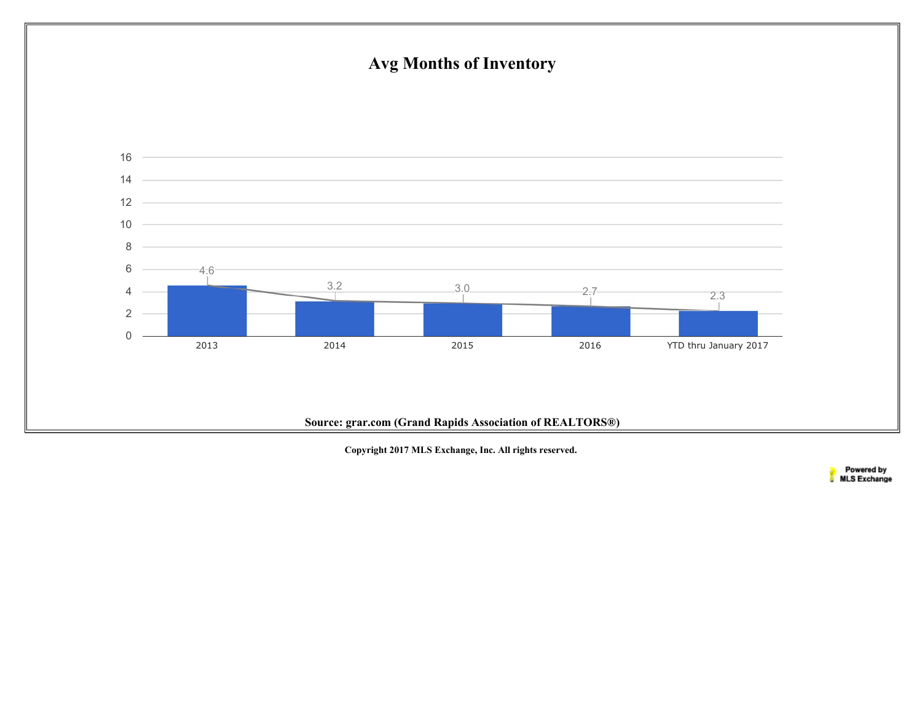# Avg Months of Inventory

16
14
12
10
8
6
4
2
0

4.6
3.2
3.0
2.7
2.3

2013
2014
2015
2016
YTD thru January 2017

**Source: grar.com (Grand Rapids Association of REALTORS®)**

**Copyright 2017 MLS Exchange, Inc. All rights reserved.**

Powered by MLS Exchange